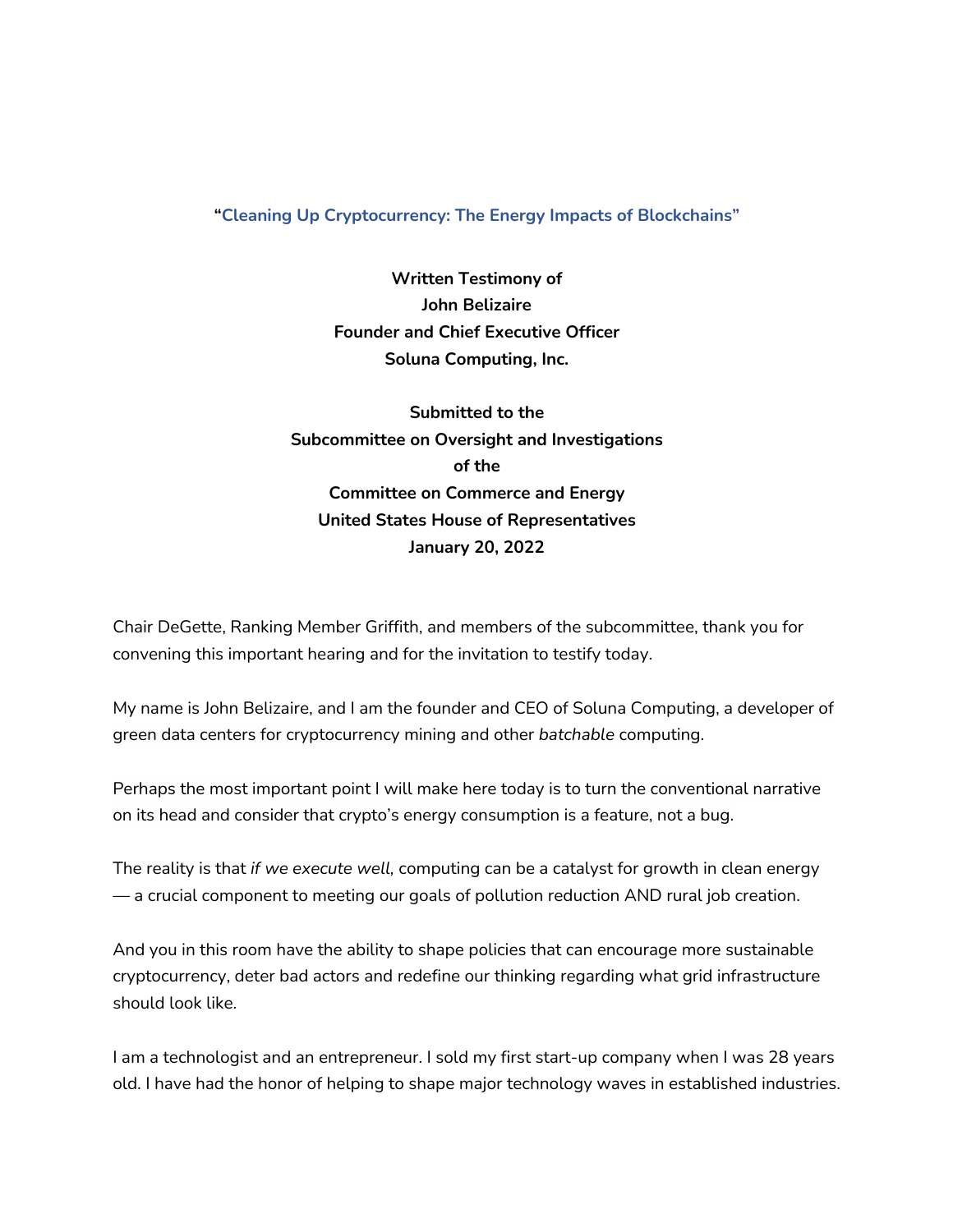**"Cleaning Up Cryptocurrency: The Energy Impacts of Blockchains"**

**Written Testimony of**
**John Belizaire**
**Founder and Chief Executive Officer**
**Soluna Computing, Inc.**

**Submitted to the**
**Subcommittee on Oversight and Investigations**
**of the**
**Committee on Commerce and Energy**
**United States House of Representatives**
**January 20, 2022**

Chair DeGette, Ranking Member Griffith, and members of the subcommittee, thank you for convening this important hearing and for the invitation to testify today.

My name is John Belizaire, and I am the founder and CEO of Soluna Computing, a developer of green data centers for cryptocurrency mining and other *batchable* computing.

Perhaps the most important point I will make here today is to turn the conventional narrative on its head and consider that crypto's energy consumption is a feature, not a bug.

The reality is that *if we execute well,* computing can be a catalyst for growth in clean energy — a crucial component to meeting our goals of pollution reduction AND rural job creation.

And you in this room have the ability to shape policies that can encourage more sustainable cryptocurrency, deter bad actors and redefine our thinking regarding what grid infrastructure should look like.

I am a technologist and an entrepreneur. I sold my first start-up company when I was 28 years old. I have had the honor of helping to shape major technology waves in established industries.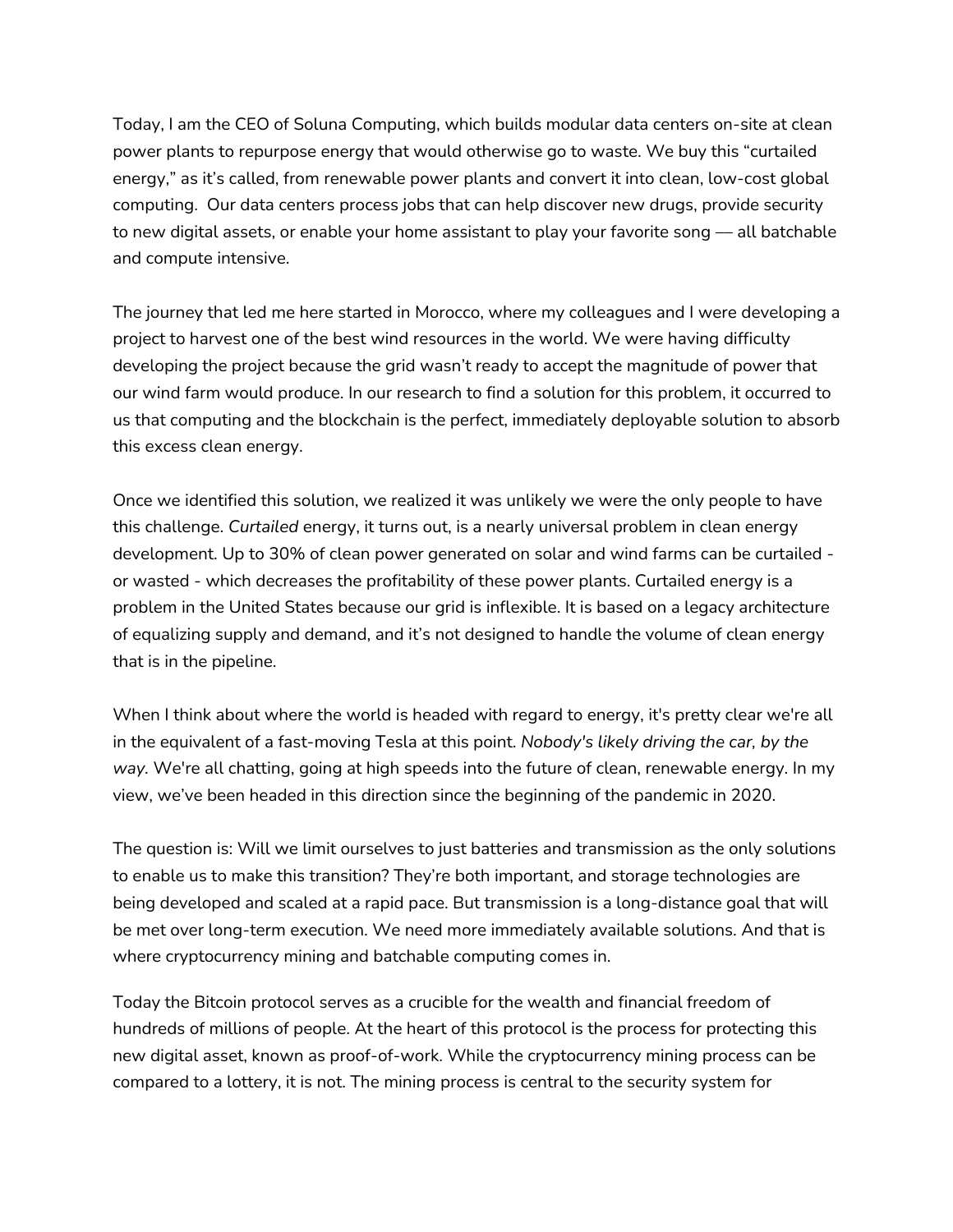Today, I am the CEO of Soluna Computing, which builds modular data centers on-site at clean power plants to repurpose energy that would otherwise go to waste. We buy this "curtailed energy," as it's called, from renewable power plants and convert it into clean, low-cost global computing.  Our data centers process jobs that can help discover new drugs, provide security to new digital assets, or enable your home assistant to play your favorite song — all batchable and compute intensive.

The journey that led me here started in Morocco, where my colleagues and I were developing a project to harvest one of the best wind resources in the world. We were having difficulty developing the project because the grid wasn't ready to accept the magnitude of power that our wind farm would produce. In our research to find a solution for this problem, it occurred to us that computing and the blockchain is the perfect, immediately deployable solution to absorb this excess clean energy.

Once we identified this solution, we realized it was unlikely we were the only people to have this challenge. *Curtailed* energy, it turns out, is a nearly universal problem in clean energy development. Up to 30% of clean power generated on solar and wind farms can be curtailed - or wasted - which decreases the profitability of these power plants. Curtailed energy is a problem in the United States because our grid is inflexible. It is based on a legacy architecture of equalizing supply and demand, and it's not designed to handle the volume of clean energy that is in the pipeline.

When I think about where the world is headed with regard to energy, it's pretty clear we're all in the equivalent of a fast-moving Tesla at this point. *Nobody's likely driving the car, by the way.* We're all chatting, going at high speeds into the future of clean, renewable energy. In my view, we've been headed in this direction since the beginning of the pandemic in 2020.

The question is: Will we limit ourselves to just batteries and transmission as the only solutions to enable us to make this transition? They're both important, and storage technologies are being developed and scaled at a rapid pace. But transmission is a long-distance goal that will be met over long-term execution. We need more immediately available solutions. And that is where cryptocurrency mining and batchable computing comes in.

Today the Bitcoin protocol serves as a crucible for the wealth and financial freedom of hundreds of millions of people. At the heart of this protocol is the process for protecting this new digital asset, known as proof-of-work. While the cryptocurrency mining process can be compared to a lottery, it is not. The mining process is central to the security system for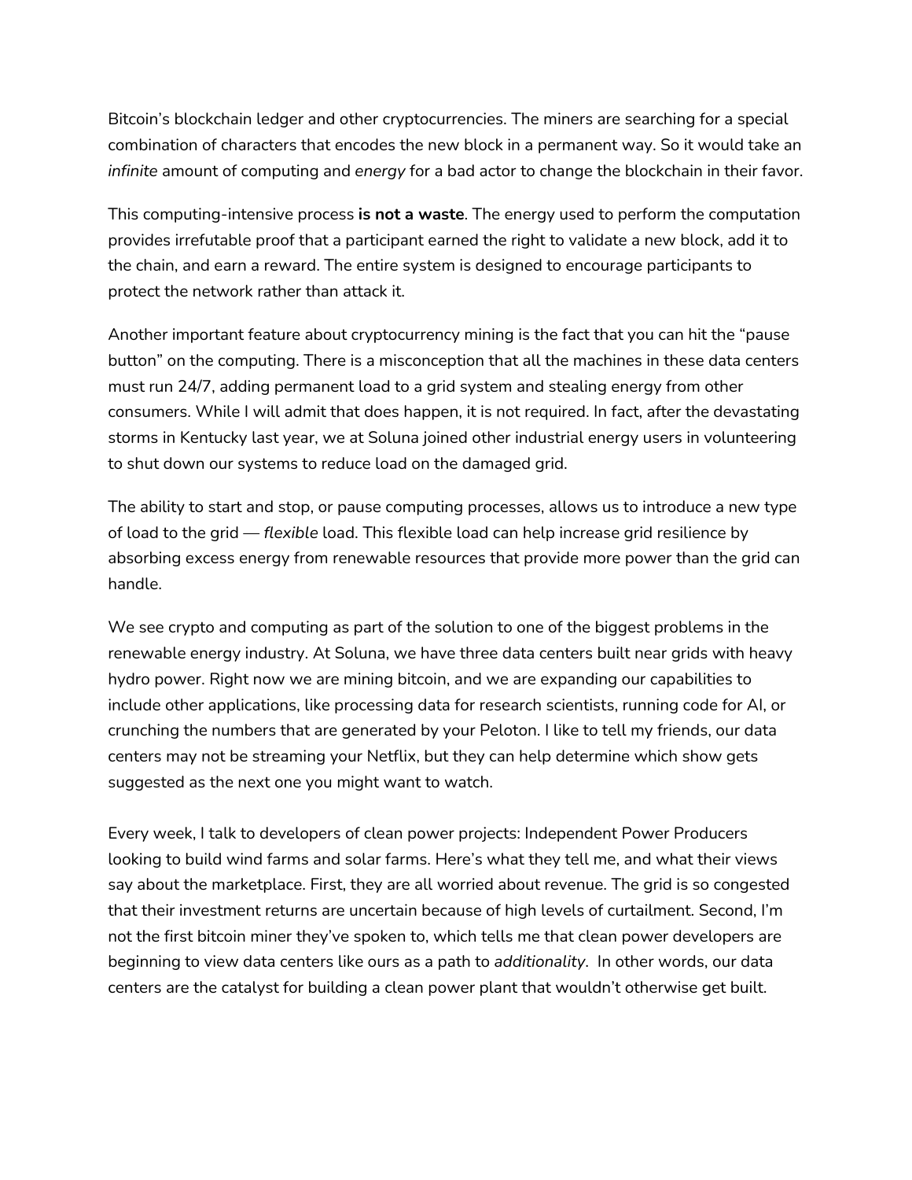Bitcoin's blockchain ledger and other cryptocurrencies. The miners are searching for a special combination of characters that encodes the new block in a permanent way. So it would take an *infinite* amount of computing and *energy* for a bad actor to change the blockchain in their favor.

This computing-intensive process **is not a waste**. The energy used to perform the computation provides irrefutable proof that a participant earned the right to validate a new block, add it to the chain, and earn a reward. The entire system is designed to encourage participants to protect the network rather than attack it.

Another important feature about cryptocurrency mining is the fact that you can hit the "pause button" on the computing. There is a misconception that all the machines in these data centers must run 24/7, adding permanent load to a grid system and stealing energy from other consumers. While I will admit that does happen, it is not required. In fact, after the devastating storms in Kentucky last year, we at Soluna joined other industrial energy users in volunteering to shut down our systems to reduce load on the damaged grid.

The ability to start and stop, or pause computing processes, allows us to introduce a new type of load to the grid — *flexible* load. This flexible load can help increase grid resilience by absorbing excess energy from renewable resources that provide more power than the grid can handle.

We see crypto and computing as part of the solution to one of the biggest problems in the renewable energy industry. At Soluna, we have three data centers built near grids with heavy hydro power. Right now we are mining bitcoin, and we are expanding our capabilities to include other applications, like processing data for research scientists, running code for AI, or crunching the numbers that are generated by your Peloton. I like to tell my friends, our data centers may not be streaming your Netflix, but they can help determine which show gets suggested as the next one you might want to watch.

Every week, I talk to developers of clean power projects: Independent Power Producers looking to build wind farms and solar farms. Here's what they tell me, and what their views say about the marketplace. First, they are all worried about revenue. The grid is so congested that their investment returns are uncertain because of high levels of curtailment. Second, I'm not the first bitcoin miner they've spoken to, which tells me that clean power developers are beginning to view data centers like ours as a path to *additionality*. In other words, our data centers are the catalyst for building a clean power plant that wouldn't otherwise get built.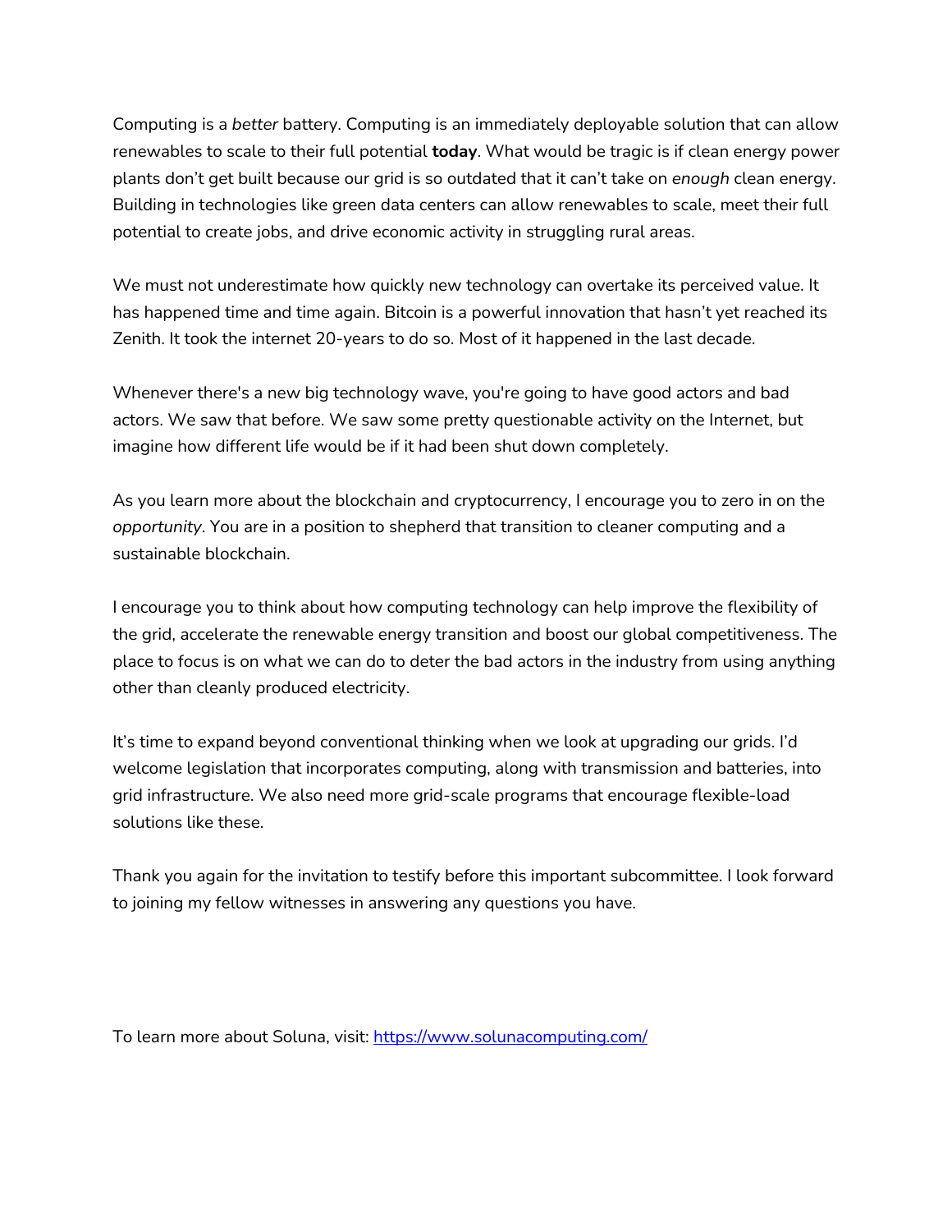Computing is a *better* battery. Computing is an immediately deployable solution that can allow renewables to scale to their full potential **today**. What would be tragic is if clean energy power plants don't get built because our grid is so outdated that it can't take on *enough* clean energy. Building in technologies like green data centers can allow renewables to scale, meet their full potential to create jobs, and drive economic activity in struggling rural areas.

We must not underestimate how quickly new technology can overtake its perceived value. It has happened time and time again. Bitcoin is a powerful innovation that hasn't yet reached its Zenith. It took the internet 20-years to do so. Most of it happened in the last decade.

Whenever there's a new big technology wave, you're going to have good actors and bad actors. We saw that before. We saw some pretty questionable activity on the Internet, but imagine how different life would be if it had been shut down completely.

As you learn more about the blockchain and cryptocurrency, I encourage you to zero in on the *opportunity*. You are in a position to shepherd that transition to cleaner computing and a sustainable blockchain.

I encourage you to think about how computing technology can help improve the flexibility of the grid, accelerate the renewable energy transition and boost our global competitiveness. The place to focus is on what we can do to deter the bad actors in the industry from using anything other than cleanly produced electricity.

It's time to expand beyond conventional thinking when we look at upgrading our grids. I'd welcome legislation that incorporates computing, along with transmission and batteries, into grid infrastructure. We also need more grid-scale programs that encourage flexible-load solutions like these.

Thank you again for the invitation to testify before this important subcommittee. I look forward to joining my fellow witnesses in answering any questions you have.

To learn more about Soluna, visit: [https://www.solunacomputing.com/](https://www.solunacomputing.com/)